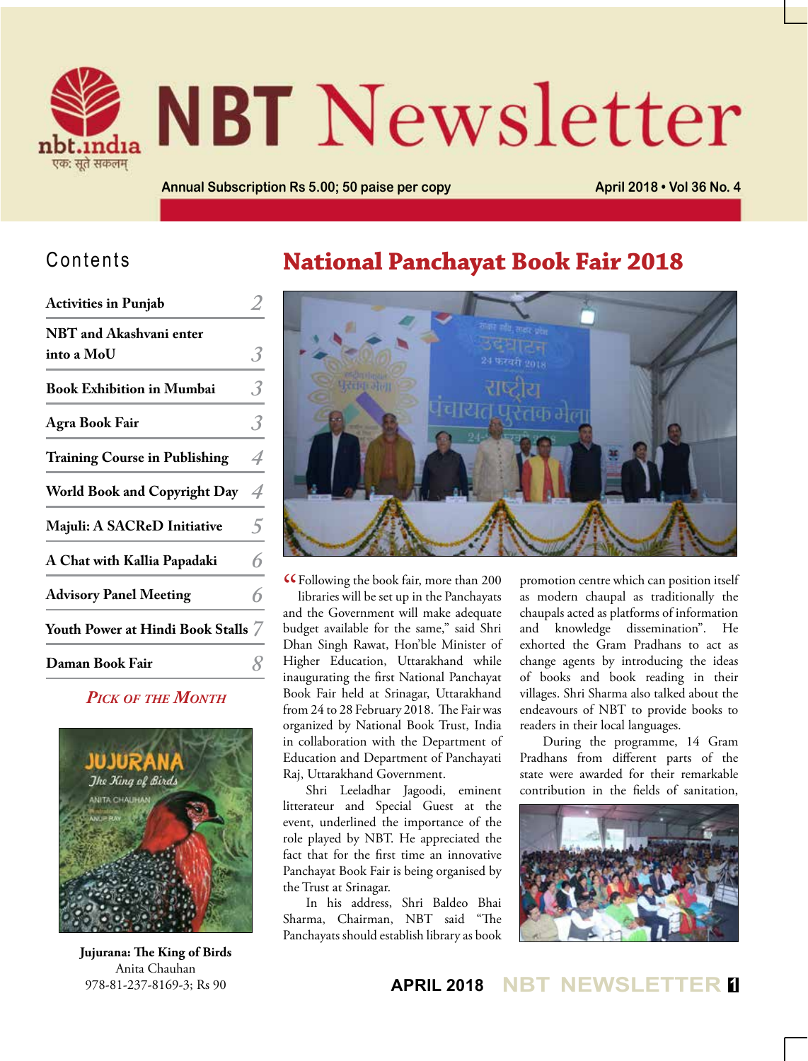# NBT Newsletter

Annual Subscription Rs 5.00; 50 paise per copy

April 2018 • Vol 36 No. 4

## Contents

| | |
|---|---|
| Activities in Punjab | 2 |
| NBT and Akashvani enter into a MoU | 3 |
| Book Exhibition in Mumbai | 3 |
| Agra Book Fair | 3 |
| Training Course in Publishing | 4 |
| World Book and Copyright Day | 4 |
| Majuli: A SACReD Initiative | 5 |
| A Chat with Kallia Papadaki | 6 |
| Advisory Panel Meeting | 6 |
| Youth Power at Hindi Book Stalls | 7 |
| Daman Book Fair | 8 |

### *Pick of the Month*

**Jujurana: The King of Birds**
Anita Chauhan
978-81-237-8169-3; Rs 90

# National Panchayat Book Fair 2018

"Following the book fair, more than 200 libraries will be set up in the Panchayats and the Government will make adequate budget available for the same," said Shri Dhan Singh Rawat, Hon'ble Minister of Higher Education, Uttarakhand while inaugurating the first National Panchayat Book Fair held at Srinagar, Uttarakhand from 24 to 28 February 2018. The Fair was organized by National Book Trust, India in collaboration with the Department of Education and Department of Panchayati Raj, Uttarakhand Government.

Shri Leeladhar Jagoodi, eminent litterateur and Special Guest at the event, underlined the importance of the role played by NBT. He appreciated the fact that for the first time an innovative Panchayat Book Fair is being organised by the Trust at Srinagar.

In his address, Shri Baldeo Bhai Sharma, Chairman, NBT said "The Panchayats should establish library as book promotion centre which can position itself as modern chaupal as traditionally the chaupals acted as platforms of information and knowledge dissemination". He exhorted the Gram Pradhans to act as change agents by introducing the ideas of books and book reading in their villages. Shri Sharma also talked about the endeavours of NBT to provide books to readers in their local languages.

During the programme, 14 Gram Pradhans from different parts of the state were awarded for their remarkable contribution in the fields of sanitation,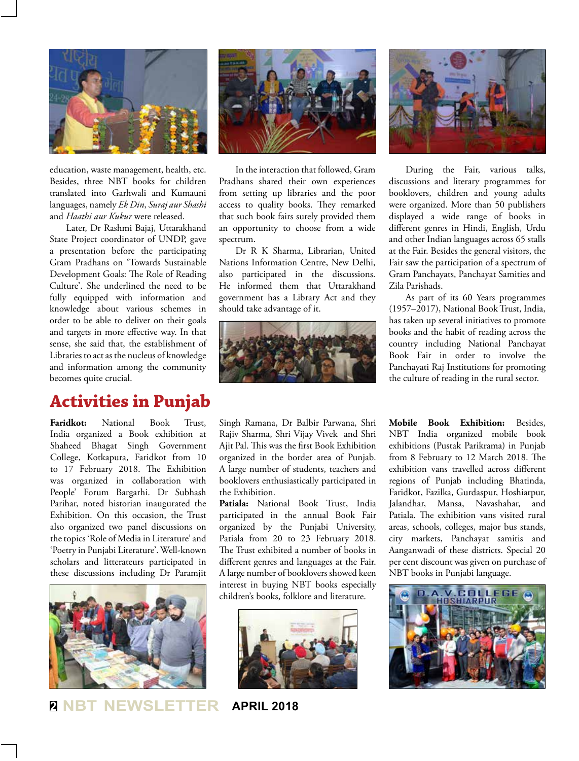education, waste management, health, etc. Besides, three NBT books for children translated into Garhwali and Kumauni languages, namely *Ek Din*, *Suraj aur Shashi* and *Haathi aur Kukur* were released.

Later, Dr Rashmi Bajaj, Uttarakhand State Project coordinator of UNDP, gave a presentation before the participating Gram Pradhans on 'Towards Sustainable Development Goals: The Role of Reading Culture'. She underlined the need to be fully equipped with information and knowledge about various schemes in order to be able to deliver on their goals and targets in more effective way. In that sense, she said that, the establishment of Libraries to act as the nucleus of knowledge and information among the community becomes quite crucial.

In the interaction that followed, Gram Pradhans shared their own experiences from setting up libraries and the poor access to quality books. They remarked that such book fairs surely provided them an opportunity to choose from a wide spectrum.

Dr R K Sharma, Librarian, United Nations Information Centre, New Delhi, also participated in the discussions. He informed them that Uttarakhand government has a Library Act and they should take advantage of it.

During the Fair, various talks, discussions and literary programmes for booklovers, children and young adults were organized. More than 50 publishers displayed a wide range of books in different genres in Hindi, English, Urdu and other Indian languages across 65 stalls at the Fair. Besides the general visitors, the Fair saw the participation of a spectrum of Gram Panchayats, Panchayat Samities and Zila Parishads.

As part of its 60 Years programmes (1957–2017), National Book Trust, India, has taken up several initiatives to promote books and the habit of reading across the country including National Panchayat Book Fair in order to involve the Panchayati Raj Institutions for promoting the culture of reading in the rural sector.

# Activities in Punjab

**Faridkot:** National Book Trust, India organized a Book exhibition at Shaheed Bhagat Singh Government College, Kotkapura, Faridkot from 10 to 17 February 2018. The Exhibition was organized in collaboration with People' Forum Bargarhi. Dr Subhash Parihar, noted historian inaugurated the Exhibition. On this occasion, the Trust also organized two panel discussions on the topics 'Role of Media in Literature' and 'Poetry in Punjabi Literature'. Well-known scholars and litterateurs participated in these discussions including Dr Paramjit Singh Ramana, Dr Balbir Parwana, Shri Rajiv Sharma, Shri Vijay Vivek and Shri Ajit Pal. This was the first Book Exhibition organized in the border area of Punjab. A large number of students, teachers and booklovers enthusiastically participated in the Exhibition.

**Patiala:** National Book Trust, India participated in the annual Book Fair organized by the Punjabi University, Patiala from 20 to 23 February 2018. The Trust exhibited a number of books in different genres and languages at the Fair. A large number of booklovers showed keen interest in buying NBT books especially children's books, folklore and literature.

**Mobile Book Exhibition:** Besides, NBT India organized mobile book exhibitions (Pustak Parikrama) in Punjab from 8 February to 12 March 2018. The exhibition vans travelled across different regions of Punjab including Bhatinda, Faridkot, Fazilka, Gurdaspur, Hoshiarpur, Jalandhar, Mansa, Navashahar, and Patiala. The exhibition vans visited rural areas, schools, colleges, major bus stands, city markets, Panchayat samitis and Aanganwadi of these districts. Special 20 per cent discount was given on purchase of NBT books in Punjabi language.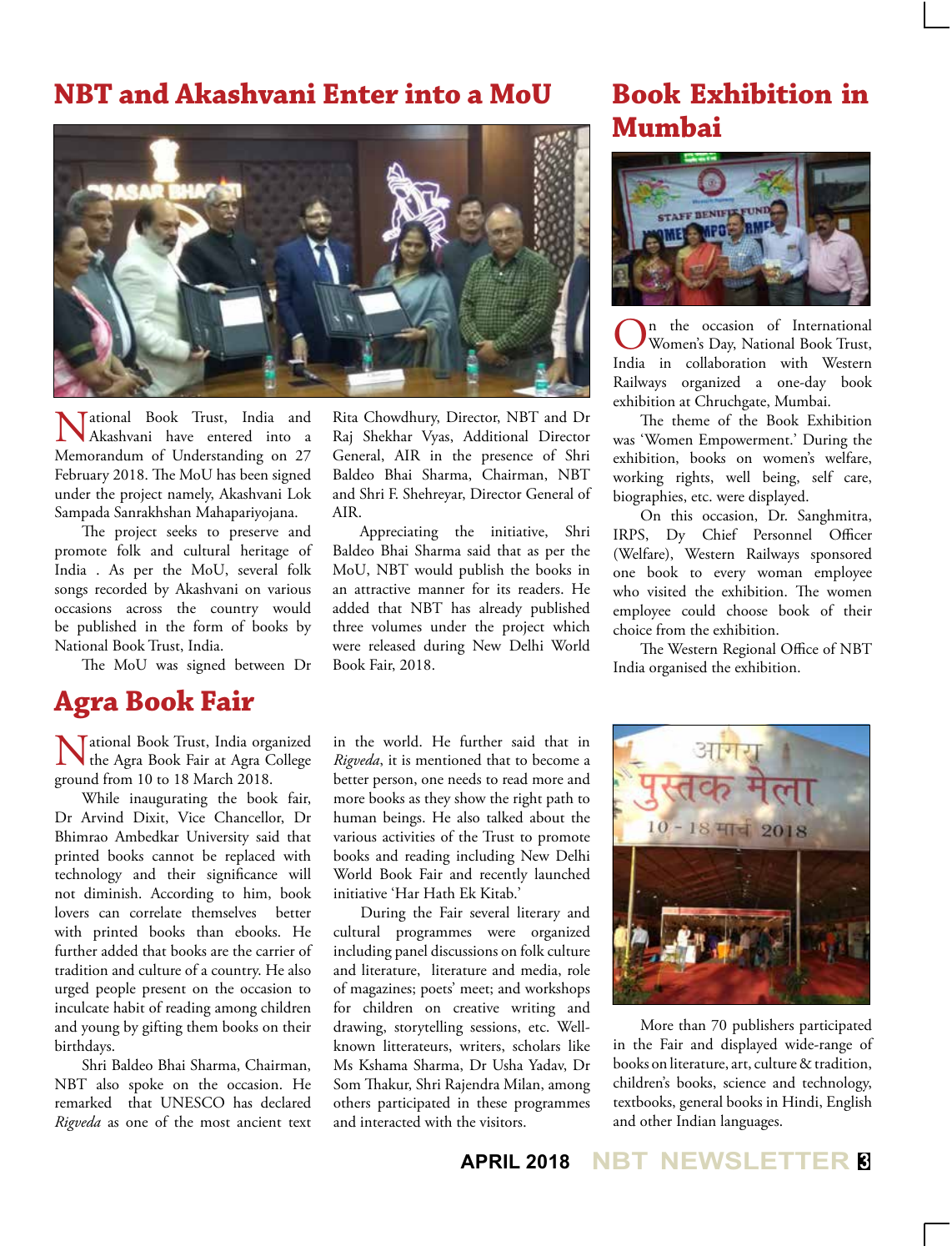## NBT and Akashvani Enter into a MoU

National Book Trust, India and Akashvani have entered into a Memorandum of Understanding on 27 February 2018. The MoU has been signed under the project namely, Akashvani Lok Sampada Sanrakhshan Mahapariyojana.

The project seeks to preserve and promote folk and cultural heritage of India . As per the MoU, several folk songs recorded by Akashvani on various occasions across the country would be published in the form of books by National Book Trust, India.

The MoU was signed between Dr Rita Chowdhury, Director, NBT and Dr Raj Shekhar Vyas, Additional Director General, AIR in the presence of Shri Baldeo Bhai Sharma, Chairman, NBT and Shri F. Shehreyar, Director General of AIR.

Appreciating the initiative, Shri Baldeo Bhai Sharma said that as per the MoU, NBT would publish the books in an attractive manner for its readers. He added that NBT has already published three volumes under the project which were released during New Delhi World Book Fair, 2018.

## Book Exhibition in Mumbai

On the occasion of International Women's Day, National Book Trust, India in collaboration with Western Railways organized a one-day book exhibition at Chruchgate, Mumbai.

The theme of the Book Exhibition was 'Women Empowerment.' During the exhibition, books on women's welfare, working rights, well being, self care, biographies, etc. were displayed.

On this occasion, Dr. Sanghmitra, IRPS, Dy Chief Personnel Officer (Welfare), Western Railways sponsored one book to every woman employee who visited the exhibition. The women employee could choose book of their choice from the exhibition.

The Western Regional Office of NBT India organised the exhibition.

## Agra Book Fair

National Book Trust, India organized the Agra Book Fair at Agra College ground from 10 to 18 March 2018.

While inaugurating the book fair, Dr Arvind Dixit, Vice Chancellor, Dr Bhimrao Ambedkar University said that printed books cannot be replaced with technology and their significance will not diminish. According to him, book lovers can correlate themselves better with printed books than ebooks. He further added that books are the carrier of tradition and culture of a country. He also urged people present on the occasion to inculcate habit of reading among children and young by gifting them books on their birthdays.

Shri Baldeo Bhai Sharma, Chairman, NBT also spoke on the occasion. He remarked that UNESCO has declared *Rigveda* as one of the most ancient text in the world. He further said that in *Rigveda*, it is mentioned that to become a better person, one needs to read more and more books as they show the right path to human beings. He also talked about the various activities of the Trust to promote books and reading including New Delhi World Book Fair and recently launched initiative 'Har Hath Ek Kitab.'

During the Fair several literary and cultural programmes were organized including panel discussions on folk culture and literature, literature and media, role of magazines; poets' meet; and workshops for children on creative writing and drawing, storytelling sessions, etc. Well-known litterateurs, writers, scholars like Ms Kshama Sharma, Dr Usha Yadav, Dr Som Thakur, Shri Rajendra Milan, among others participated in these programmes and interacted with the visitors.

More than 70 publishers participated in the Fair and displayed wide-range of books on literature, art, culture & tradition, children's books, science and technology, textbooks, general books in Hindi, English and other Indian languages.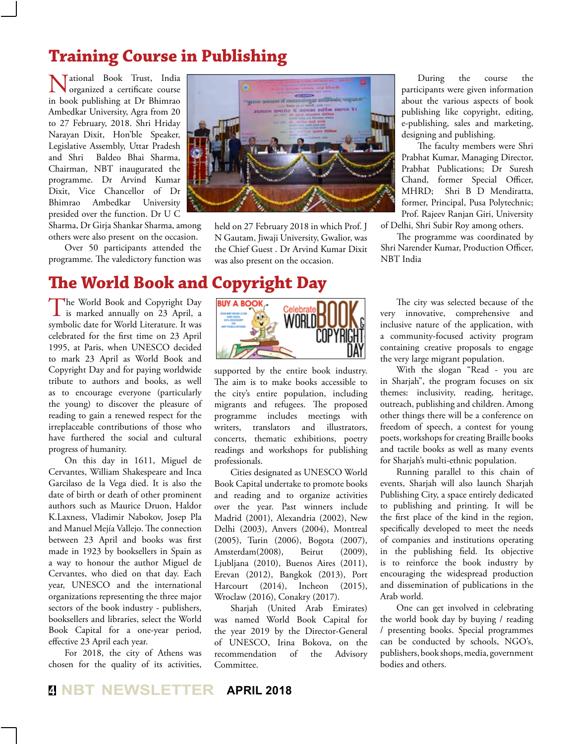# Training Course in Publishing

National Book Trust, India organized a certificate course in book publishing at Dr Bhimrao Ambedkar University, Agra from 20 to 27 February, 2018. Shri Hriday Narayan Dixit, Hon'ble Speaker, Legislative Assembly, Uttar Pradesh and Shri Baldeo Bhai Sharma, Chairman, NBT inaugurated the programme. Dr Arvind Kumar Dixit, Vice Chancellor of Dr Bhimrao Ambedkar University presided over the function. Dr U C Sharma, Dr Girja Shankar Sharma, among others were also present on the occasion.

Over 50 participants attended the programme. The valedictory function was held on 27 February 2018 in which Prof. J N Gautam, Jiwaji University, Gwalior, was the Chief Guest . Dr Arvind Kumar Dixit was also present on the occasion.

During the course the participants were given information about the various aspects of book publishing like copyright, editing, e-publishing, sales and marketing, designing and publishing.

The faculty members were Shri Prabhat Kumar, Managing Director, Prabhat Publications; Dr Suresh Chand, former Special Officer, MHRD; Shri B D Mendiratta, former, Principal, Pusa Polytechnic; Prof. Rajeev Ranjan Giri, University of Delhi, Shri Subir Roy among others.

The programme was coordinated by Shri Narender Kumar, Production Officer, NBT India

# The World Book and Copyright Day

The World Book and Copyright Day is marked annually on 23 April, a symbolic date for World Literature. It was celebrated for the first time on 23 April 1995, at Paris, when UNESCO decided to mark 23 April as World Book and Copyright Day and for paying worldwide tribute to authors and books, as well as to encourage everyone (particularly the young) to discover the pleasure of reading to gain a renewed respect for the irreplaceable contributions of those who have furthered the social and cultural progress of humanity.

On this day in 1611, Miguel de Cervantes, William Shakespeare and Inca Garcilaso de la Vega died. It is also the date of birth or death of other prominent authors such as Maurice Druon, Haldor K.Laxness, Vladimir Nabokov, Josep Pla and Manuel Mejía Vallejo. The connection between 23 April and books was first made in 1923 by booksellers in Spain as a way to honour the author Miguel de Cervantes, who died on that day. Each year, UNESCO and the international organizations representing the three major sectors of the book industry - publishers, booksellers and libraries, select the World Book Capital for a one-year period, effective 23 April each year.

For 2018, the city of Athens was chosen for the quality of its activities, supported by the entire book industry. The aim is to make books accessible to the city's entire population, including migrants and refugees. The proposed programme includes meetings with writers, translators and illustrators, concerts, thematic exhibitions, poetry readings and workshops for publishing professionals.

Cities designated as UNESCO World Book Capital undertake to promote books and reading and to organize activities over the year. Past winners include Madrid (2001), Alexandria (2002), New Delhi (2003), Anvers (2004), Montreal (2005), Turin (2006), Bogota (2007), Amsterdam(2008), Beirut (2009), Ljubljana (2010), Buenos Aires (2011), Erevan (2012), Bangkok (2013), Port Harcourt (2014), Incheon (2015), Wroclaw (2016), Conakry (2017).

Sharjah (United Arab Emirates) was named World Book Capital for the year 2019 by the Director-General of UNESCO, Irina Bokova, on the recommendation of the Advisory Committee.

The city was selected because of the very innovative, comprehensive and inclusive nature of the application, with a community-focused activity program containing creative proposals to engage the very large migrant population.

With the slogan "Read - you are in Sharjah", the program focuses on six themes: inclusivity, reading, heritage, outreach, publishing and children. Among other things there will be a conference on freedom of speech, a contest for young poets, workshops for creating Braille books and tactile books as well as many events for Sharjah's multi-ethnic population.

Running parallel to this chain of events, Sharjah will also launch Sharjah Publishing City, a space entirely dedicated to publishing and printing. It will be the first place of the kind in the region, specifically developed to meet the needs of companies and institutions operating in the publishing field. Its objective is to reinforce the book industry by encouraging the widespread production and dissemination of publications in the Arab world.

One can get involved in celebrating the world book day by buying / reading / presenting books. Special programmes can be conducted by schools, NGO's, publishers, book shops, media, government bodies and others.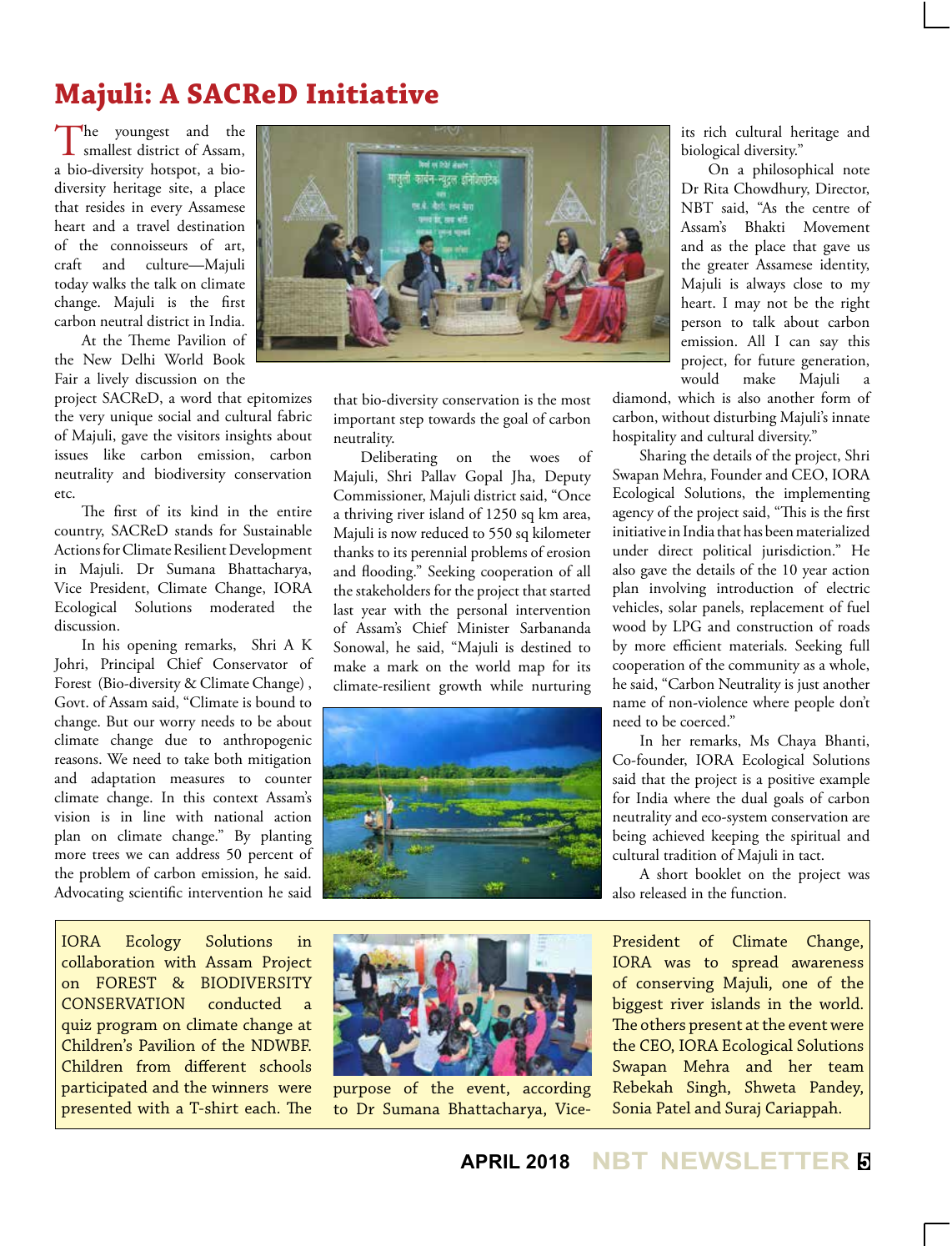# Majuli: A SACReD Initiative

The youngest and the smallest district of Assam, a bio-diversity hotspot, a bio-diversity heritage site, a place that resides in every Assamese heart and a travel destination of the connoisseurs of art, craft and culture—Majuli today walks the talk on climate change. Majuli is the first carbon neutral district in India.

At the Theme Pavilion of the New Delhi World Book Fair a lively discussion on the project SACReD, a word that epitomizes the very unique social and cultural fabric of Majuli, gave the visitors insights about issues like carbon emission, carbon neutrality and biodiversity conservation etc.

The first of its kind in the entire country, SACReD stands for Sustainable Actions for Climate Resilient Development in Majuli. Dr Sumana Bhattacharya, Vice President, Climate Change, IORA Ecological Solutions moderated the discussion.

In his opening remarks, Shri A K Johri, Principal Chief Conservator of Forest (Bio-diversity & Climate Change) , Govt. of Assam said, "Climate is bound to change. But our worry needs to be about climate change due to anthropogenic reasons. We need to take both mitigation and adaptation measures to counter climate change. In this context Assam's vision is in line with national action plan on climate change." By planting more trees we can address 50 percent of the problem of carbon emission, he said. Advocating scientific intervention he said that bio-diversity conservation is the most important step towards the goal of carbon neutrality.

Deliberating on the woes of Majuli, Shri Pallav Gopal Jha, Deputy Commissioner, Majuli district said, "Once a thriving river island of 1250 sq km area, Majuli is now reduced to 550 sq kilometer thanks to its perennial problems of erosion and flooding." Seeking cooperation of all the stakeholders for the project that started last year with the personal intervention of Assam's Chief Minister Sarbananda Sonowal, he said, "Majuli is destined to make a mark on the world map for its climate-resilient growth while nurturing its rich cultural heritage and biological diversity."

On a philosophical note Dr Rita Chowdhury, Director, NBT said, "As the centre of Assam's Bhakti Movement and as the place that gave us the greater Assamese identity, Majuli is always close to my heart. I may not be the right person to talk about carbon emission. All I can say this project, for future generation, would make Majuli a diamond, which is also another form of carbon, without disturbing Majuli's innate hospitality and cultural diversity."

Sharing the details of the project, Shri Swapan Mehra, Founder and CEO, IORA Ecological Solutions, the implementing agency of the project said, "This is the first initiative in India that has been materialized under direct political jurisdiction." He also gave the details of the 10 year action plan involving introduction of electric vehicles, solar panels, replacement of fuel wood by LPG and construction of roads by more efficient materials. Seeking full cooperation of the community as a whole, he said, "Carbon Neutrality is just another name of non-violence where people don't need to be coerced."

In her remarks, Ms Chaya Bhanti, Co-founder, IORA Ecological Solutions said that the project is a positive example for India where the dual goals of carbon neutrality and eco-system conservation are being achieved keeping the spiritual and cultural tradition of Majuli in tact.

A short booklet on the project was also released in the function.

IORA Ecology Solutions in collaboration with Assam Project on FOREST & BIODIVERSITY CONSERVATION conducted a quiz program on climate change at Children's Pavilion of the NDWBF. Children from different schools participated and the winners were presented with a T-shirt each. The purpose of the event, according to Dr Sumana Bhattacharya, Vice-President of Climate Change, IORA was to spread awareness of conserving Majuli, one of the biggest river islands in the world. The others present at the event were the CEO, IORA Ecological Solutions Swapan Mehra and her team Rebekah Singh, Shweta Pandey, Sonia Patel and Suraj Cariappah.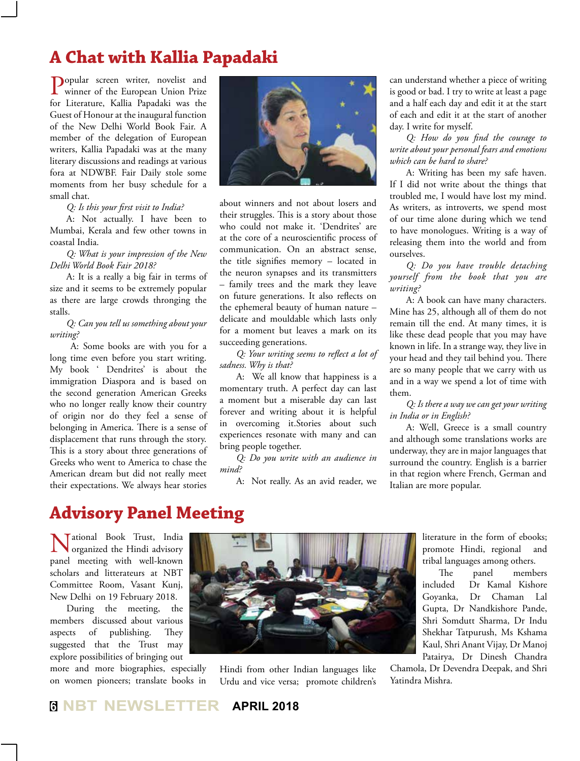# A Chat with Kallia Papadaki

Popular screen writer, novelist and winner of the European Union Prize for Literature, Kallia Papadaki was the Guest of Honour at the inaugural function of the New Delhi World Book Fair. A member of the delegation of European writers, Kallia Papadaki was at the many literary discussions and readings at various fora at NDWBF. Fair Daily stole some moments from her busy schedule for a small chat.

*Q: Is this your first visit to India?*

A: Not actually. I have been to Mumbai, Kerala and few other towns in coastal India.

*Q: What is your impression of the New Delhi World Book Fair 2018?*

A: It is a really a big fair in terms of size and it seems to be extremely popular as there are large crowds thronging the stalls.

*Q: Can you tell us something about your writing?*

A: Some books are with you for a long time even before you start writing. My book ' Dendrites' is about the immigration Diaspora and is based on the second generation American Greeks who no longer really know their country of origin nor do they feel a sense of belonging in America. There is a sense of displacement that runs through the story. This is a story about three generations of Greeks who went to America to chase the American dream but did not really meet their expectations. We always hear stories about winners and not about losers and their struggles. This is a story about those who could not make it. 'Dendrites' are at the core of a neuroscientific process of communication. On an abstract sense, the title signifies memory – located in the neuron synapses and its transmitters – family trees and the mark they leave on future generations. It also reflects on the ephemeral beauty of human nature – delicate and mouldable which lasts only for a moment but leaves a mark on its succeeding generations.

*Q: Your writing seems to reflect a lot of sadness. Why is that?*

A: We all know that happiness is a momentary truth. A perfect day can last a moment but a miserable day can last forever and writing about it is helpful in overcoming it.Stories about such experiences resonate with many and can bring people together.

*Q: Do you write with an audience in mind?*

A: Not really. As an avid reader, we can understand whether a piece of writing is good or bad. I try to write at least a page and a half each day and edit it at the start of each and edit it at the start of another day. I write for myself.

*Q: How do you find the courage to write about your personal fears and emotions which can be hard to share?*

A: Writing has been my safe haven. If I did not write about the things that troubled me, I would have lost my mind. As writers, as introverts, we spend most of our time alone during which we tend to have monologues. Writing is a way of releasing them into the world and from ourselves.

*Q: Do you have trouble detaching yourself from the book that you are writing?*

A: A book can have many characters. Mine has 25, although all of them do not remain till the end. At many times, it is like these dead people that you may have known in life. In a strange way, they live in your head and they tail behind you. There are so many people that we carry with us and in a way we spend a lot of time with them.

*Q: Is there a way we can get your writing in India or in English?*

A: Well, Greece is a small country and although some translations works are underway, they are in major languages that surround the country. English is a barrier in that region where French, German and Italian are more popular.

# Advisory Panel Meeting

National Book Trust, India organized the Hindi advisory panel meeting with well-known scholars and litterateurs at NBT Committee Room, Vasant Kunj, New Delhi on 19 February 2018.

During the meeting, the members discussed about various aspects of publishing. They suggested that the Trust may explore possibilities of bringing out more and more biographies, especially on women pioneers; translate books in Hindi from other Indian languages like Urdu and vice versa; promote children's literature in the form of ebooks; promote Hindi, regional and tribal languages among others.

The panel members included Dr Kamal Kishore Goyanka, Dr Chaman Lal Gupta, Dr Nandkishore Pande, Shri Somdutt Sharma, Dr Indu Shekhar Tatpurush, Ms Kshama Kaul, Shri Anant Vijay, Dr Manoj Patairya, Dr Dinesh Chandra Chamola, Dr Devendra Deepak, and Shri Yatindra Mishra.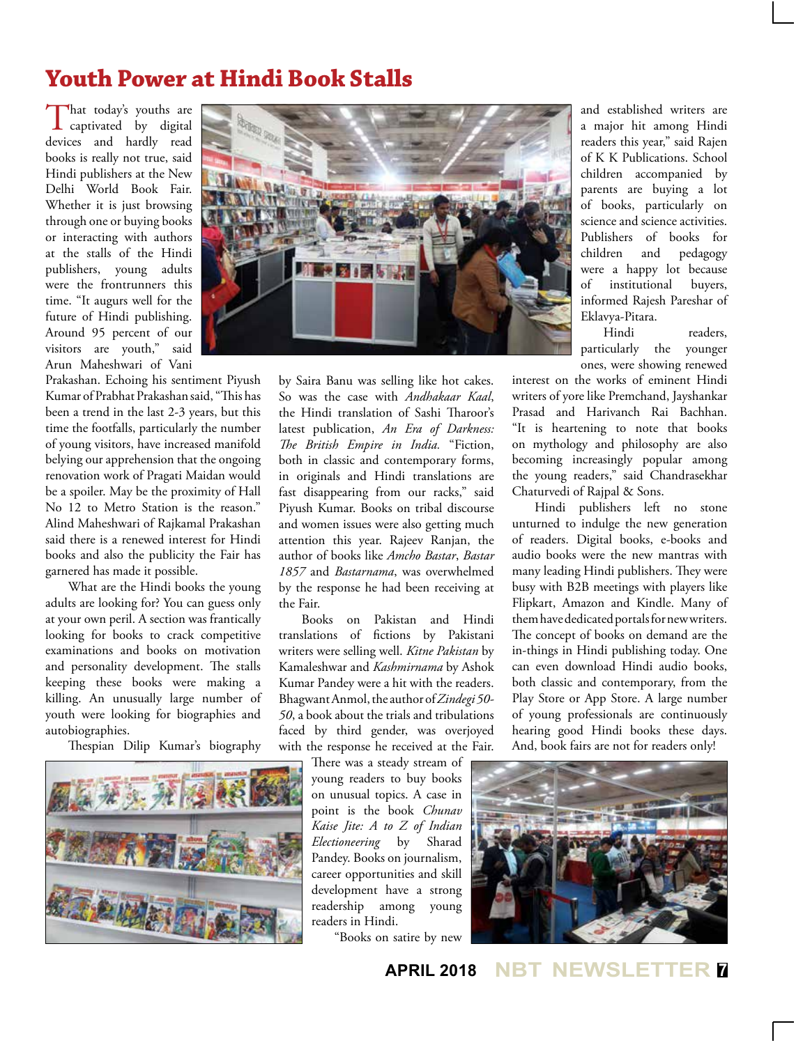# Youth Power at Hindi Book Stalls

That today's youths are captivated by digital devices and hardly read books is really not true, said Hindi publishers at the New Delhi World Book Fair. Whether it is just browsing through one or buying books or interacting with authors at the stalls of the Hindi publishers, young adults were the frontrunners this time. "It augurs well for the future of Hindi publishing. Around 95 percent of our visitors are youth," said Arun Maheshwari of Vani Prakashan. Echoing his sentiment Piyush Kumar of Prabhat Prakashan said, "This has been a trend in the last 2-3 years, but this time the footfalls, particularly the number of young visitors, have increased manifold belying our apprehension that the ongoing renovation work of Pragati Maidan would be a spoiler. May be the proximity of Hall No 12 to Metro Station is the reason." Alind Maheshwari of Rajkamal Prakashan said there is a renewed interest for Hindi books and also the publicity the Fair has garnered has made it possible.

What are the Hindi books the young adults are looking for? You can guess only at your own peril. A section was frantically looking for books to crack competitive examinations and books on motivation and personality development. The stalls keeping these books were making a killing. An unusually large number of youth were looking for biographies and autobiographies.

Thespian Dilip Kumar's biography by Saira Banu was selling like hot cakes. So was the case with *Andhakaar Kaal*, the Hindi translation of Sashi Tharoor's latest publication, *An Era of Darkness: The British Empire in India.* "Fiction, both in classic and contemporary forms, in originals and Hindi translations are fast disappearing from our racks," said Piyush Kumar. Books on tribal discourse and women issues were also getting much attention this year. Rajeev Ranjan, the author of books like *Amcho Bastar*, *Bastar 1857* and *Bastarnama*, was overwhelmed by the response he had been receiving at the Fair.

Books on Pakistan and Hindi translations of fictions by Pakistani writers were selling well. *Kitne Pakistan* by Kamaleshwar and *Kashmirnama* by Ashok Kumar Pandey were a hit with the readers. Bhagwant Anmol, the author of *Zindegi 50-50*, a book about the trials and tribulations faced by third gender, was overjoyed with the response he received at the Fair.

There was a steady stream of young readers to buy books on unusual topics. A case in point is the book *Chunav Kaise Jite: A to Z of Indian Electioneering* by Sharad Pandey. Books on journalism, career opportunities and skill development have a strong readership among young readers in Hindi.

"Books on satire by new and established writers are a major hit among Hindi readers this year," said Rajen of K K Publications. School children accompanied by parents are buying a lot of books, particularly on science and science activities. Publishers of books for children and pedagogy were a happy lot because of institutional buyers, informed Rajesh Pareshar of Eklavya-Pitara.

Hindi readers, particularly the younger ones, were showing renewed interest on the works of eminent Hindi writers of yore like Premchand, Jayshankar Prasad and Harivanch Rai Bachhan. "It is heartening to note that books on mythology and philosophy are also becoming increasingly popular among the young readers," said Chandrasekhar Chaturvedi of Rajpal & Sons.

Hindi publishers left no stone unturned to indulge the new generation of readers. Digital books, e-books and audio books were the new mantras with many leading Hindi publishers. They were busy with B2B meetings with players like Flipkart, Amazon and Kindle. Many of them have dedicated portals for new writers. The concept of books on demand are the in-things in Hindi publishing today. One can even download Hindi audio books, both classic and contemporary, from the Play Store or App Store. A large number of young professionals are continuously hearing good Hindi books these days. And, book fairs are not for readers only!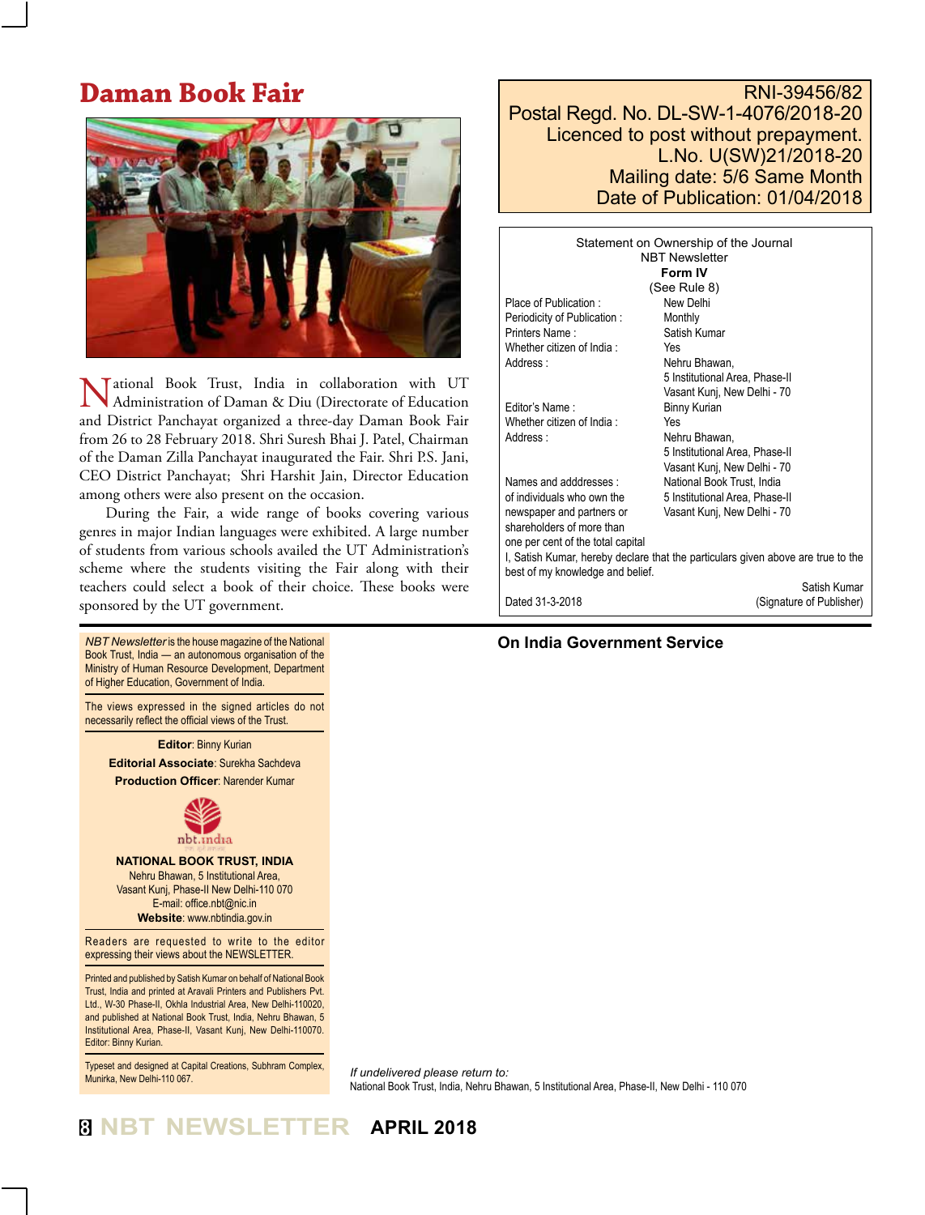# Daman Book Fair

National Book Trust, India in collaboration with UT Administration of Daman & Diu (Directorate of Education and District Panchayat organized a three-day Daman Book Fair from 26 to 28 February 2018. Shri Suresh Bhai J. Patel, Chairman of the Daman Zilla Panchayat inaugurated the Fair. Shri P.S. Jani, CEO District Panchayat; Shri Harshit Jain, Director Education among others were also present on the occasion.

During the Fair, a wide range of books covering various genres in major Indian languages were exhibited. A large number of students from various schools availed the UT Administration's scheme where the students visiting the Fair along with their teachers could select a book of their choice. These books were sponsored by the UT government.

RNI-39456/82
Postal Regd. No. DL-SW-1-4076/2018-20
Licenced to post without prepayment.
L.No. U(SW)21/2018-20
Mailing date: 5/6 Same Month
Date of Publication: 01/04/2018

Statement on Ownership of the Journal
NBT Newsletter
**Form IV**
(See Rule 8)

| | |
|---|---|
| Place of Publication : | New Delhi |
| Periodicity of Publication : | Monthly |
| Printers Name : | Satish Kumar |
| Whether citizen of India : | Yes |
| Address : | Nehru Bhawan, 5 Institutional Area, Phase-II Vasant Kunj, New Delhi - 70 |
| Editor's Name : | Binny Kurian |
| Whether citizen of India : | Yes |
| Address : | Nehru Bhawan, 5 Institutional Area, Phase-II Vasant Kunj, New Delhi - 70 |
| Names and adddresses : of individuals who own the newspaper and partners or shareholders of more than one per cent of the total capital | National Book Trust, India 5 Institutional Area, Phase-II Vasant Kunj, New Delhi - 70 |

I, Satish Kumar, hereby declare that the particulars given above are true to the best of my knowledge and belief.

Satish Kumar
(Signature of Publisher)

Dated 31-3-2018

*NBT Newsletter* is the house magazine of the National Book Trust, India — an autonomous organisation of the Ministry of Human Resource Development, Department of Higher Education, Government of India.

The views expressed in the signed articles do not necessarily reflect the official views of the Trust.

**Editor**: Binny Kurian
**Editorial Associate**: Surekha Sachdeva
**Production Officer**: Narender Kumar

**NATIONAL BOOK TRUST, INDIA**
Nehru Bhawan, 5 Institutional Area,
Vasant Kunj, Phase-II New Delhi-110 070
E-mail: office.nbt@nic.in
**Website**: www.nbtindia.gov.in

Readers are requested to write to the editor expressing their views about the NEWSLETTER.

Printed and published by Satish Kumar on behalf of National Book Trust, India and printed at Aravali Printers and Publishers Pvt. Ltd., W-30 Phase-II, Okhla Industrial Area, New Delhi-110020, and published at National Book Trust, India, Nehru Bhawan, 5 Institutional Area, Phase-II, Vasant Kunj, New Delhi-110070. Editor: Binny Kurian.

Typeset and designed at Capital Creations, Subhram Complex, Munirka, New Delhi-110 067.

**On India Government Service**

*If undelivered please return to:*
National Book Trust, India, Nehru Bhawan, 5 Institutional Area, Phase-II, New Delhi - 110 070